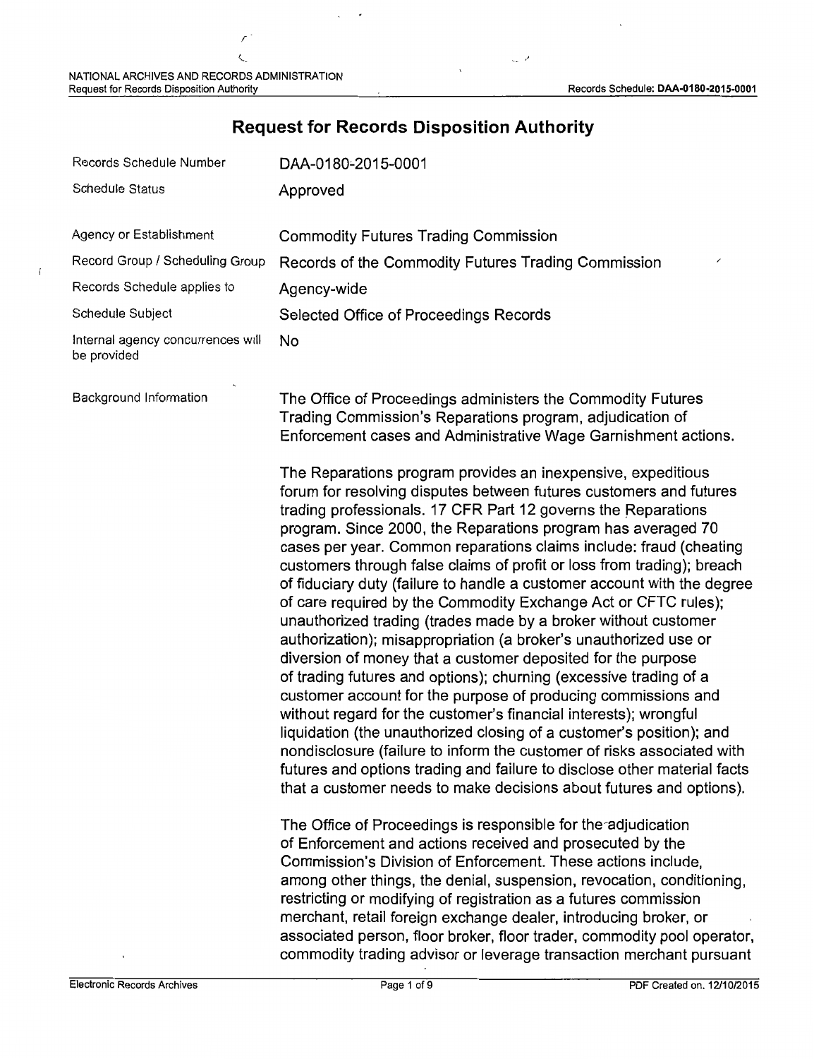# Request for Records Disposition Authority

| | |
|---|---|
| Records Schedule Number | DAA-0180-2015-0001 |
| Schedule Status | Approved |
| Agency or Establishment | Commodity Futures Trading Commission |
| Record Group / Scheduling Group | Records of the Commodity Futures Trading Commission |
| Records Schedule applies to | Agency-wide |
| Schedule Subject | Selected Office of Proceedings Records |
| Internal agency concurrences will be provided | No |

**Background Information**

The Office of Proceedings administers the Commodity Futures Trading Commission's Reparations program, adjudication of Enforcement cases and Administrative Wage Garnishment actions.

The Reparations program provides an inexpensive, expeditious forum for resolving disputes between futures customers and futures trading professionals. 17 CFR Part 12 governs the Reparations program. Since 2000, the Reparations program has averaged 70 cases per year. Common reparations claims include: fraud (cheating customers through false claims of profit or loss from trading); breach of fiduciary duty (failure to handle a customer account with the degree of care required by the Commodity Exchange Act or CFTC rules); unauthorized trading (trades made by a broker without customer authorization); misappropriation (a broker's unauthorized use or diversion of money that a customer deposited for the purpose of trading futures and options); churning (excessive trading of a customer account for the purpose of producing commissions and without regard for the customer's financial interests); wrongful liquidation (the unauthorized closing of a customer's position); and nondisclosure (failure to inform the customer of risks associated with futures and options trading and failure to disclose other material facts that a customer needs to make decisions about futures and options).

The Office of Proceedings is responsible for the adjudication of Enforcement and actions received and prosecuted by the Commission's Division of Enforcement. These actions include, among other things, the denial, suspension, revocation, conditioning, restricting or modifying of registration as a futures commission merchant, retail foreign exchange dealer, introducing broker, or associated person, floor broker, floor trader, commodity pool operator, commodity trading advisor or leverage transaction merchant pursuant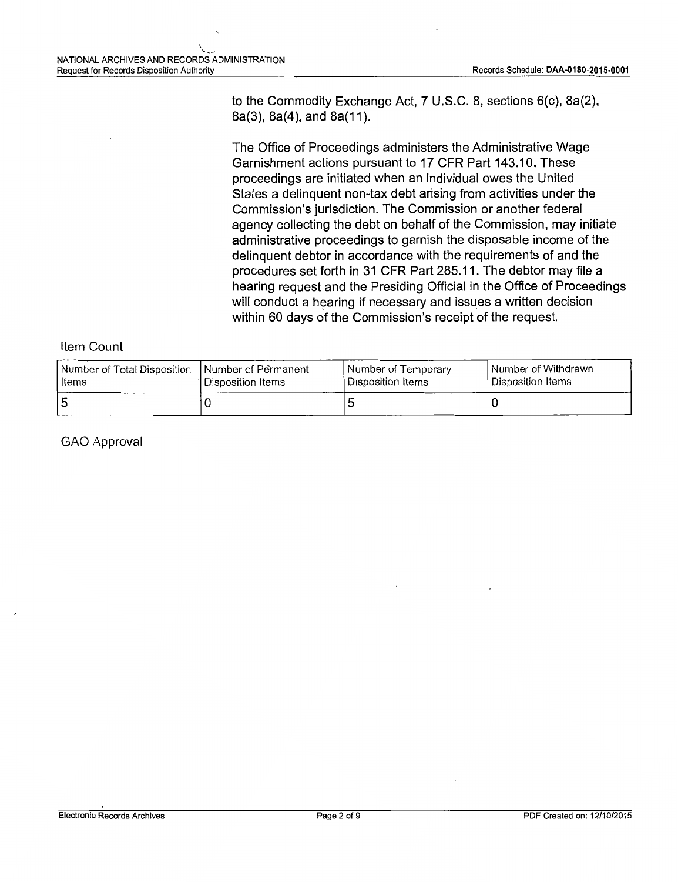to the Commodity Exchange Act, 7 U.S.C. 8, sections 6(c), 8a(2), 8a(3), 8a(4), and 8a(11).

The Office of Proceedings administers the Administrative Wage Garnishment actions pursuant to 17 CFR Part 143.10. These proceedings are initiated when an individual owes the United States a delinquent non-tax debt arising from activities under the Commission's jurisdiction. The Commission or another federal agency collecting the debt on behalf of the Commission, may initiate administrative proceedings to garnish the disposable income of the delinquent debtor in accordance with the requirements of and the procedures set forth in 31 CFR Part 285.11. The debtor may file a hearing request and the Presiding Official in the Office of Proceedings will conduct a hearing if necessary and issues a written decision within 60 days of the Commission's receipt of the request.

Item Count

| Number of Total Disposition Items | Number of Permanent Disposition Items | Number of Temporary Disposition Items | Number of Withdrawn Disposition Items |
|---|---|---|---|
| 5 | 0 | 5 | 0 |

GAO Approval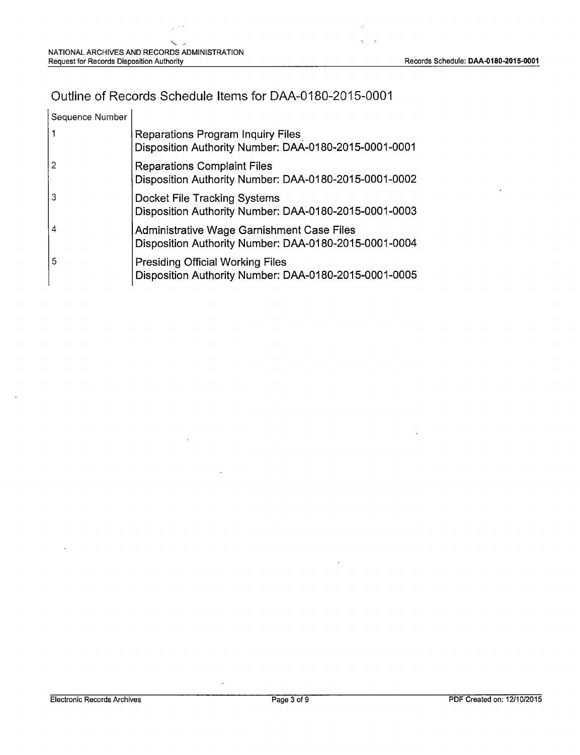## Outline of Records Schedule Items for DAA-0180-2015-0001

| Sequence Number | |
|---|---|
| 1 | Reparations Program Inquiry Files<br>Disposition Authority Number: DAA-0180-2015-0001-0001 |
| 2 | Reparations Complaint Files<br>Disposition Authority Number: DAA-0180-2015-0001-0002 |
| 3 | Docket File Tracking Systems<br>Disposition Authority Number: DAA-0180-2015-0001-0003 |
| 4 | Administrative Wage Garnishment Case Files<br>Disposition Authority Number: DAA-0180-2015-0001-0004 |
| 5 | Presiding Official Working Files<br>Disposition Authority Number: DAA-0180-2015-0001-0005 |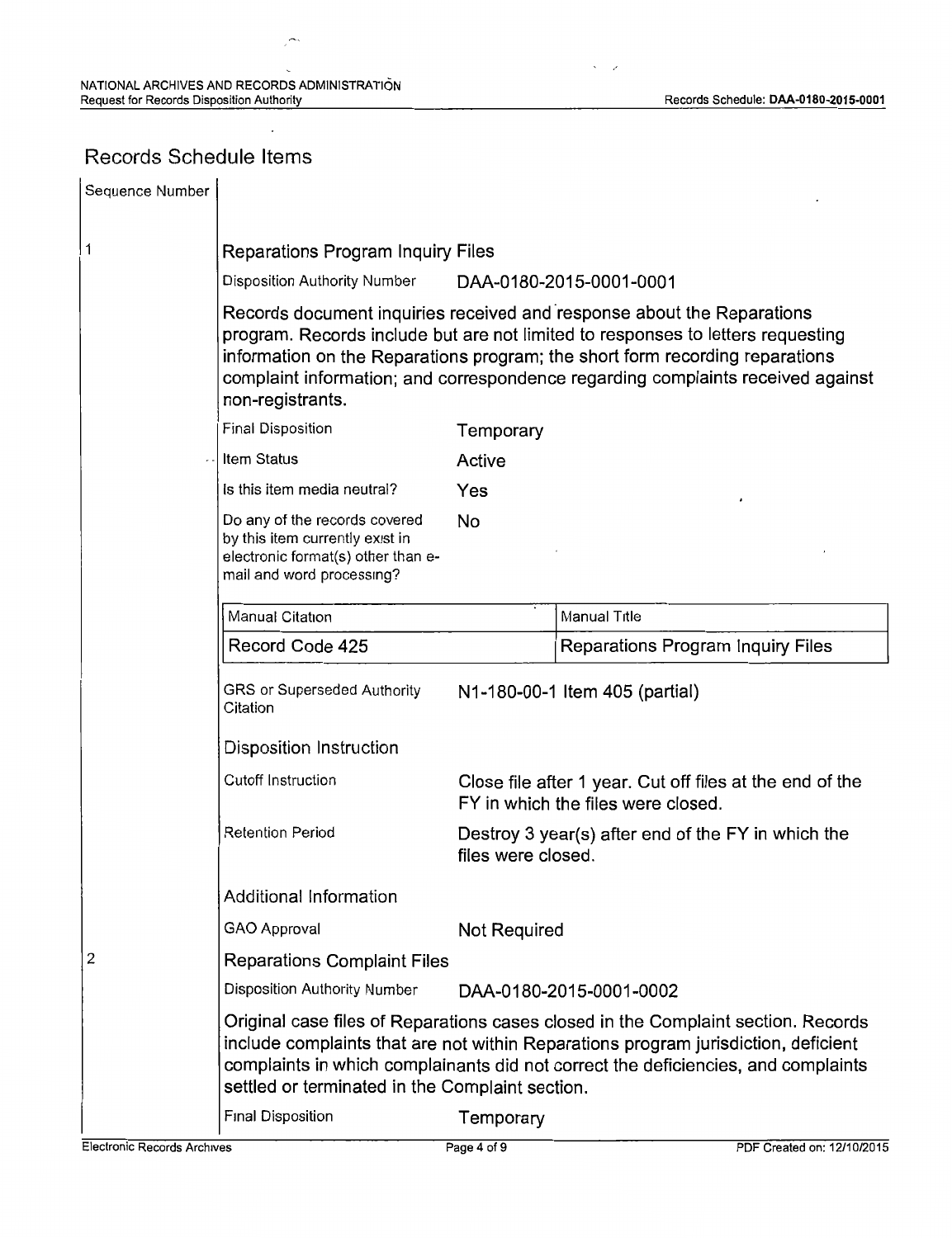## Records Schedule Items

Sequence Number

1

### Reparations Program Inquiry Files

Disposition Authority Number: DAA-0180-2015-0001-0001

Records document inquiries received and response about the Reparations program. Records include but are not limited to responses to letters requesting information on the Reparations program; the short form recording reparations complaint information; and correspondence regarding complaints received against non-registrants.

| | |
|---|---|
| Final Disposition | Temporary |
| Item Status | Active |
| Is this item media neutral? | Yes |
| Do any of the records covered by this item currently exist in electronic format(s) other than e-mail and word processing? | No |

| Manual Citation | Manual Title |
|---|---|
| Record Code 425 | Reparations Program Inquiry Files |

GRS or Superseded Authority Citation: N1-180-00-1 Item 405 (partial)

Disposition Instruction

| | |
|---|---|
| Cutoff Instruction | Close file after 1 year. Cut off files at the end of the FY in which the files were closed. |
| Retention Period | Destroy 3 year(s) after end of the FY in which the files were closed. |

Additional Information

| | |
|---|---|
| GAO Approval | Not Required |

2

### Reparations Complaint Files

Disposition Authority Number: DAA-0180-2015-0001-0002

Original case files of Reparations cases closed in the Complaint section. Records include complaints that are not within Reparations program jurisdiction, deficient complaints in which complainants did not correct the deficiencies, and complaints settled or terminated in the Complaint section.

| | |
|---|---|
| Final Disposition | Temporary |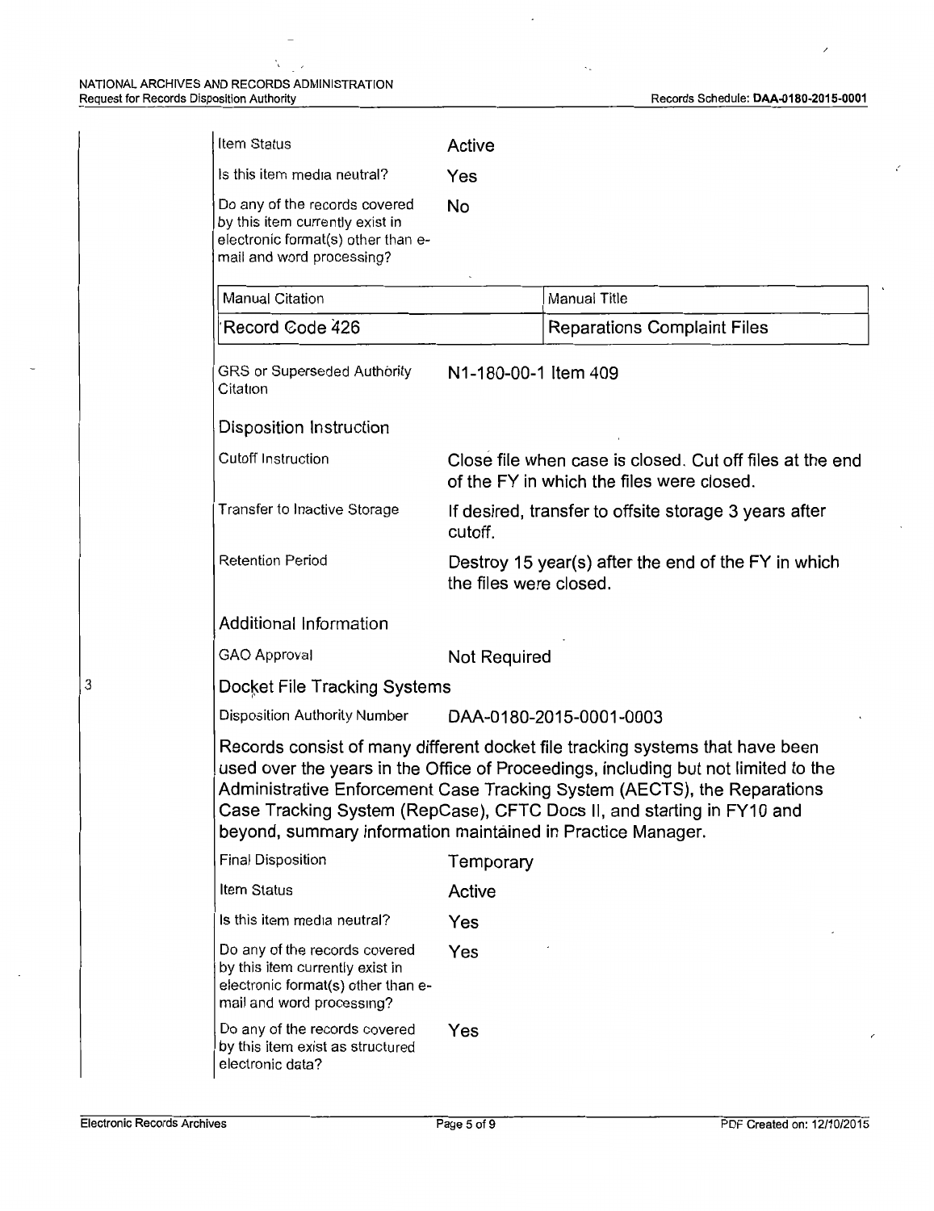| | |
|---|---|
| Item Status | Active |
| Is this item media neutral? | Yes |
| Do any of the records covered by this item currently exist in electronic format(s) other than e-mail and word processing? | No |

| Manual Citation | Manual Title |
|---|---|
| Record Code 426 | Reparations Complaint Files |

| | |
|---|---|
| GRS or Superseded Authority Citation | N1-180-00-1 Item 409 |

**Disposition Instruction**

| | |
|---|---|
| Cutoff Instruction | Close file when case is closed. Cut off files at the end of the FY in which the files were closed. |
| Transfer to Inactive Storage | If desired, transfer to offsite storage 3 years after cutoff. |
| Retention Period | Destroy 15 year(s) after the end of the FY in which the files were closed. |

**Additional Information**

| | |
|---|---|
| GAO Approval | Not Required |

## 3 Docket File Tracking Systems

| | |
|---|---|
| Disposition Authority Number | DAA-0180-2015-0001-0003 |

Records consist of many different docket file tracking systems that have been used over the years in the Office of Proceedings, including but not limited to the Administrative Enforcement Case Tracking System (AECTS), the Reparations Case Tracking System (RepCase), CFTC Docs II, and starting in FY10 and beyond, summary information maintained in Practice Manager.

| | |
|---|---|
| Final Disposition | Temporary |
| Item Status | Active |
| Is this item media neutral? | Yes |
| Do any of the records covered by this item currently exist in electronic format(s) other than e-mail and word processing? | Yes |
| Do any of the records covered by this item exist as structured electronic data? | Yes |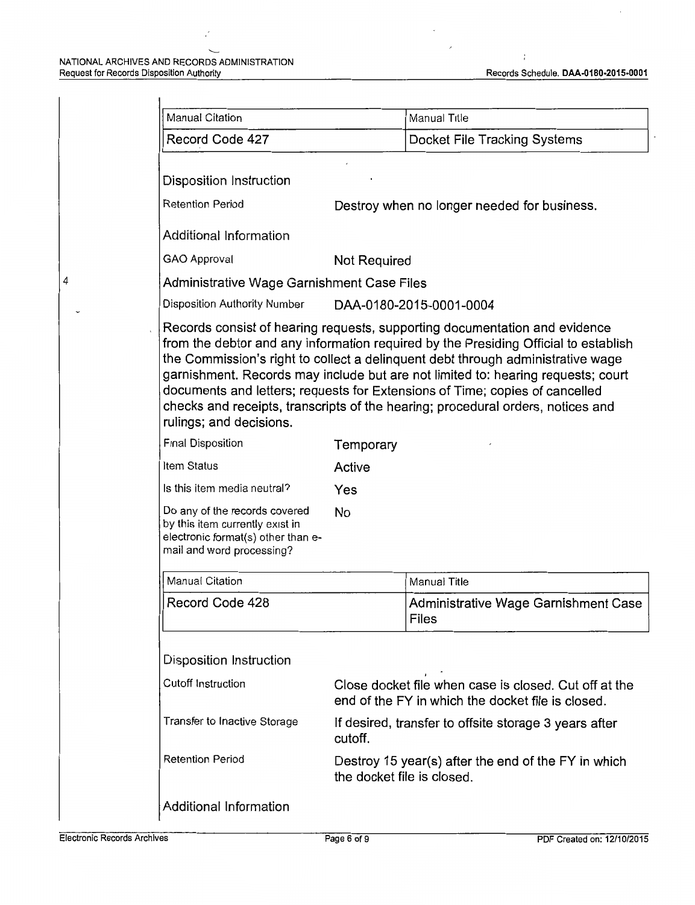| Manual Citation | Manual Title |
| --- | --- |
| Record Code 427 | Docket File Tracking Systems |

Disposition Instruction

| | |
| --- | --- |
| Retention Period | Destroy when no longer needed for business. |

Additional Information

| | |
| --- | --- |
| GAO Approval | Not Required |

4

## Administrative Wage Garnishment Case Files

| | |
| --- | --- |
| Disposition Authority Number | DAA-0180-2015-0001-0004 |

Records consist of hearing requests, supporting documentation and evidence from the debtor and any information required by the Presiding Official to establish the Commission's right to collect a delinquent debt through administrative wage garnishment. Records may include but are not limited to: hearing requests; court documents and letters; requests for Extensions of Time; copies of cancelled checks and receipts, transcripts of the hearing; procedural orders, notices and rulings; and decisions.

| | |
| --- | --- |
| Final Disposition | Temporary |
| Item Status | Active |
| Is this item media neutral? | Yes |
| Do any of the records covered by this item currently exist in electronic format(s) other than e-mail and word processing? | No |

| Manual Citation | Manual Title |
| --- | --- |
| Record Code 428 | Administrative Wage Garnishment Case Files |

Disposition Instruction

| | |
| --- | --- |
| Cutoff Instruction | Close docket file when case is closed. Cut off at the end of the FY in which the docket file is closed. |
| Transfer to Inactive Storage | If desired, transfer to offsite storage 3 years after cutoff. |
| Retention Period | Destroy 15 year(s) after the end of the FY in which the docket file is closed. |

Additional Information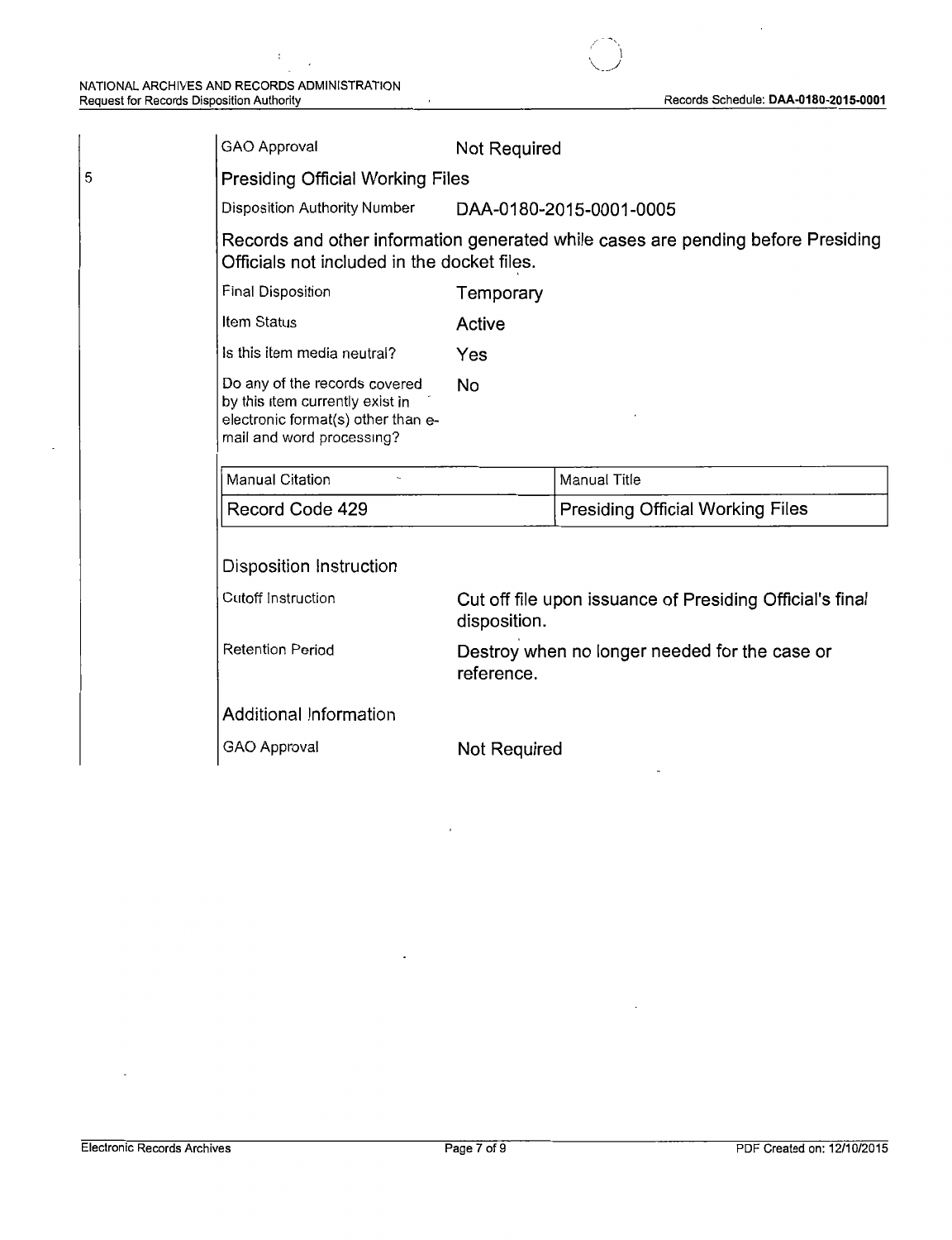| | |
|---|---|
| GAO Approval | Not Required |

5

## Presiding Official Working Files

| | |
|---|---|
| Disposition Authority Number | DAA-0180-2015-0001-0005 |

Records and other information generated while cases are pending before Presiding Officials not included in the docket files.

| | |
|---|---|
| Final Disposition | Temporary |
| Item Status | Active |
| Is this item media neutral? | Yes |
| Do any of the records covered by this item currently exist in electronic format(s) other than e-mail and word processing? | No |

| Manual Citation | Manual Title |
|---|---|
| Record Code 429 | Presiding Official Working Files |

### Disposition Instruction

| | |
|---|---|
| Cutoff Instruction | Cut off file upon issuance of Presiding Official's final disposition. |
| Retention Period | Destroy when no longer needed for the case or reference. |

### Additional Information

| | |
|---|---|
| GAO Approval | Not Required |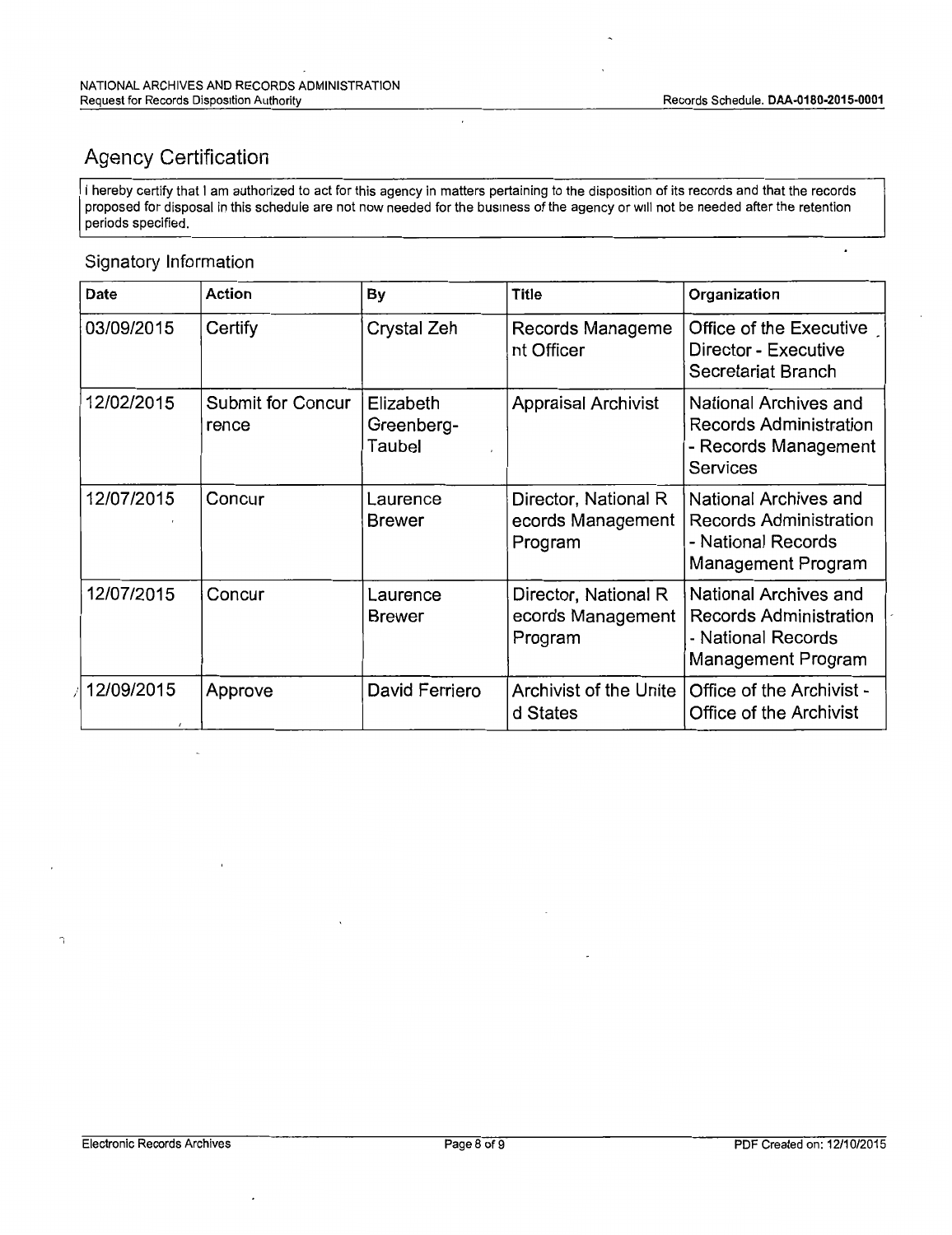## Agency Certification

I hereby certify that I am authorized to act for this agency in matters pertaining to the disposition of its records and that the records proposed for disposal in this schedule are not now needed for the business of the agency or will not be needed after the retention periods specified.

### Signatory Information

| Date | Action | By | Title | Organization |
|---|---|---|---|---|
| 03/09/2015 | Certify | Crystal Zeh | Records Management Officer | Office of the Executive Director - Executive Secretariat Branch |
| 12/02/2015 | Submit for Concurrence | Elizabeth Greenberg-Taubel | Appraisal Archivist | National Archives and Records Administration - Records Management Services |
| 12/07/2015 | Concur | Laurence Brewer | Director, National Records Management Program | National Archives and Records Administration - National Records Management Program |
| 12/07/2015 | Concur | Laurence Brewer | Director, National Records Management Program | National Archives and Records Administration - National Records Management Program |
| 12/09/2015 | Approve | David Ferriero | Archivist of the United States | Office of the Archivist - Office of the Archivist |